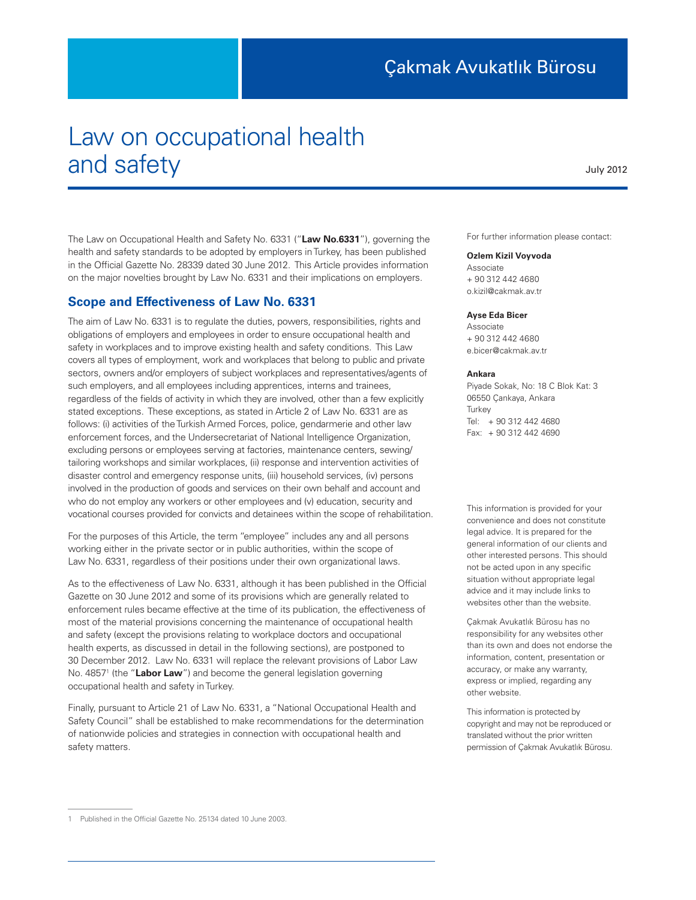Çakmak Avukatlık Bürosu

# Law on occupational health and safety

July 2012

The Law on Occupational Health and Safety No. 6331 ("**Law No.6331**"), governing the health and safety standards to be adopted by employers in Turkey, has been published in the Official Gazette No. 28339 dated 30 June 2012. This Article provides information on the major novelties brought by Law No. 6331 and their implications on employers.

## Scope and Effectiveness of Law No. 6331

The aim of Law No. 6331 is to regulate the duties, powers, responsibilities, rights and obligations of employers and employees in order to ensure occupational health and safety in workplaces and to improve existing health and safety conditions. This Law covers all types of employment, work and workplaces that belong to public and private sectors, owners and/or employers of subject workplaces and representatives/agents of such employers, and all employees including apprentices, interns and trainees, regardless of the fields of activity in which they are involved, other than a few explicitly stated exceptions. These exceptions, as stated in Article 2 of Law No. 6331 are as follows: (i) activities of the Turkish Armed Forces, police, gendarmerie and other law enforcement forces, and the Undersecretariat of National Intelligence Organization, excluding persons or employees serving at factories, maintenance centers, sewing/tailoring workshops and similar workplaces, (ii) response and intervention activities of disaster control and emergency response units, (iii) household services, (iv) persons involved in the production of goods and services on their own behalf and account and who do not employ any workers or other employees and (v) education, security and vocational courses provided for convicts and detainees within the scope of rehabilitation.

For the purposes of this Article, the term "employee" includes any and all persons working either in the private sector or in public authorities, within the scope of Law No. 6331, regardless of their positions under their own organizational laws.

As to the effectiveness of Law No. 6331, although it has been published in the Official Gazette on 30 June 2012 and some of its provisions which are generally related to enforcement rules became effective at the time of its publication, the effectiveness of most of the material provisions concerning the maintenance of occupational health and safety (except the provisions relating to workplace doctors and occupational health experts, as discussed in detail in the following sections), are postponed to 30 December 2012. Law No. 6331 will replace the relevant provisions of Labor Law No. 4857[1] (the "**Labor Law**") and become the general legislation governing occupational health and safety in Turkey.

Finally, pursuant to Article 21 of Law No. 6331, a "National Occupational Health and Safety Council" shall be established to make recommendations for the determination of nationwide policies and strategies in connection with occupational health and safety matters.

[1] Published in the Official Gazette No. 25134 dated 10 June 2003.

For further information please contact:

**Ozlem Kizil Voyvoda**
Associate
+ 90 312 442 4680
o.kizil@cakmak.av.tr

**Ayse Eda Bicer**
Associate
+ 90 312 442 4680
e.bicer@cakmak.av.tr

**Ankara**
Piyade Sokak, No: 18 C Blok Kat: 3
06550 Çankaya, Ankara
Turkey
Tel: + 90 312 442 4680
Fax: + 90 312 442 4690

This information is provided for your convenience and does not constitute legal advice. It is prepared for the general information of our clients and other interested persons. This should not be acted upon in any specific situation without appropriate legal advice and it may include links to websites other than the website.

Çakmak Avukatlık Bürosu has no responsibility for any websites other than its own and does not endorse the information, content, presentation or accuracy, or make any warranty, express or implied, regarding any other website.

This information is protected by copyright and may not be reproduced or translated without the prior written permission of Çakmak Avukatlık Bürosu.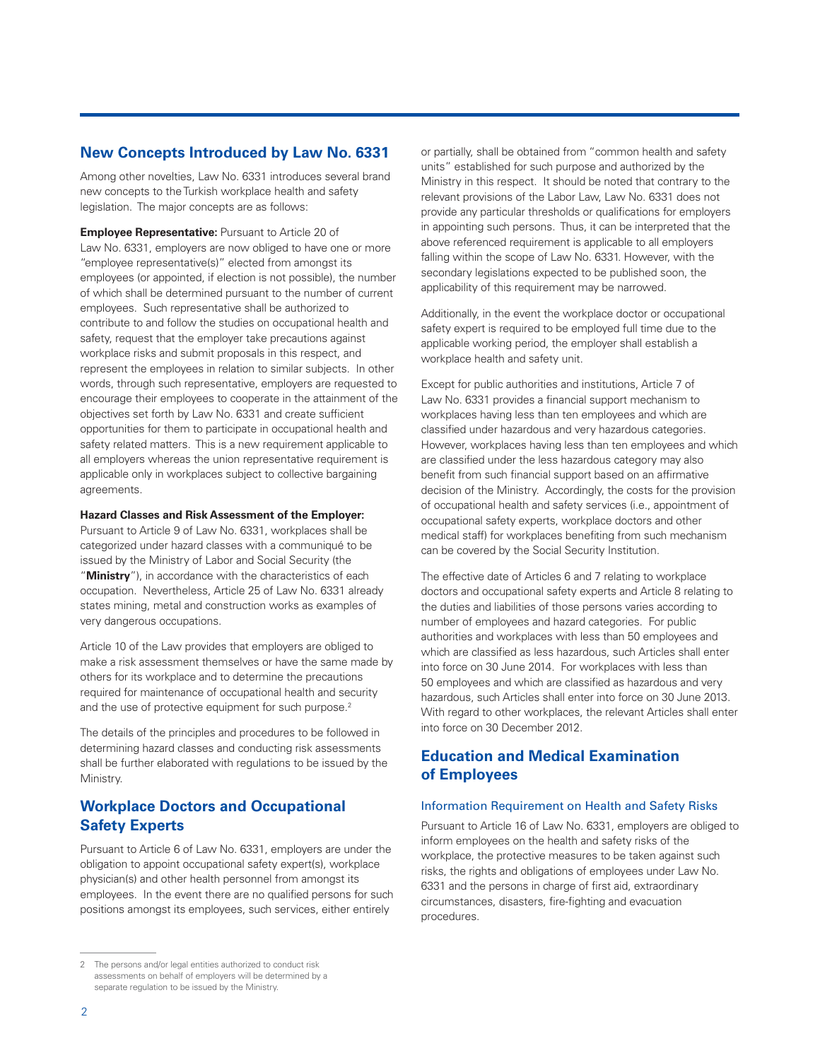## New Concepts Introduced by Law No. 6331

Among other novelties, Law No. 6331 introduces several brand new concepts to the Turkish workplace health and safety legislation. The major concepts are as follows:

**Employee Representative:** Pursuant to Article 20 of Law No. 6331, employers are now obliged to have one or more "employee representative(s)" elected from amongst its employees (or appointed, if election is not possible), the number of which shall be determined pursuant to the number of current employees. Such representative shall be authorized to contribute to and follow the studies on occupational health and safety, request that the employer take precautions against workplace risks and submit proposals in this respect, and represent the employees in relation to similar subjects. In other words, through such representative, employers are requested to encourage their employees to cooperate in the attainment of the objectives set forth by Law No. 6331 and create sufficient opportunities for them to participate in occupational health and safety related matters. This is a new requirement applicable to all employers whereas the union representative requirement is applicable only in workplaces subject to collective bargaining agreements.

**Hazard Classes and Risk Assessment of the Employer:** Pursuant to Article 9 of Law No. 6331, workplaces shall be categorized under hazard classes with a communiqué to be issued by the Ministry of Labor and Social Security (the "**Ministry**"), in accordance with the characteristics of each occupation. Nevertheless, Article 25 of Law No. 6331 already states mining, metal and construction works as examples of very dangerous occupations.

Article 10 of the Law provides that employers are obliged to make a risk assessment themselves or have the same made by others for its workplace and to determine the precautions required for maintenance of occupational health and security and the use of protective equipment for such purpose.[2]

The details of the principles and procedures to be followed in determining hazard classes and conducting risk assessments shall be further elaborated with regulations to be issued by the Ministry.

## Workplace Doctors and Occupational Safety Experts

Pursuant to Article 6 of Law No. 6331, employers are under the obligation to appoint occupational safety expert(s), workplace physician(s) and other health personnel from amongst its employees. In the event there are no qualified persons for such positions amongst its employees, such services, either entirely or partially, shall be obtained from "common health and safety units" established for such purpose and authorized by the Ministry in this respect. It should be noted that contrary to the relevant provisions of the Labor Law, Law No. 6331 does not provide any particular thresholds or qualifications for employers in appointing such persons. Thus, it can be interpreted that the above referenced requirement is applicable to all employers falling within the scope of Law No. 6331. However, with the secondary legislations expected to be published soon, the applicability of this requirement may be narrowed.

Additionally, in the event the workplace doctor or occupational safety expert is required to be employed full time due to the applicable working period, the employer shall establish a workplace health and safety unit.

Except for public authorities and institutions, Article 7 of Law No. 6331 provides a financial support mechanism to workplaces having less than ten employees and which are classified under hazardous and very hazardous categories. However, workplaces having less than ten employees and which are classified under the less hazardous category may also benefit from such financial support based on an affirmative decision of the Ministry. Accordingly, the costs for the provision of occupational health and safety services (i.e., appointment of occupational safety experts, workplace doctors and other medical staff) for workplaces benefiting from such mechanism can be covered by the Social Security Institution.

The effective date of Articles 6 and 7 relating to workplace doctors and occupational safety experts and Article 8 relating to the duties and liabilities of those persons varies according to number of employees and hazard categories. For public authorities and workplaces with less than 50 employees and which are classified as less hazardous, such Articles shall enter into force on 30 June 2014. For workplaces with less than 50 employees and which are classified as hazardous and very hazardous, such Articles shall enter into force on 30 June 2013. With regard to other workplaces, the relevant Articles shall enter into force on 30 December 2012.

## Education and Medical Examination of Employees

### Information Requirement on Health and Safety Risks

Pursuant to Article 16 of Law No. 6331, employers are obliged to inform employees on the health and safety risks of the workplace, the protective measures to be taken against such risks, the rights and obligations of employees under Law No. 6331 and the persons in charge of first aid, extraordinary circumstances, disasters, fire-fighting and evacuation procedures.

---

[2] The persons and/or legal entities authorized to conduct risk assessments on behalf of employers will be determined by a separate regulation to be issued by the Ministry.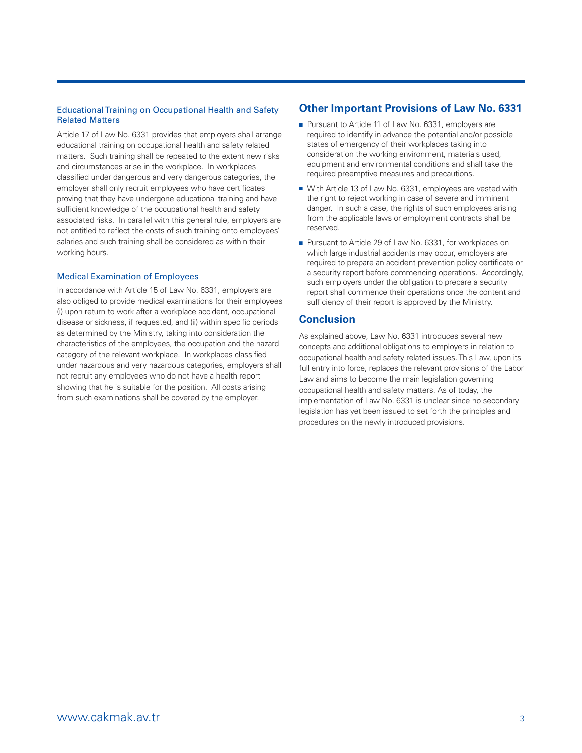### Educational Training on Occupational Health and Safety Related Matters

Article 17 of Law No. 6331 provides that employers shall arrange educational training on occupational health and safety related matters. Such training shall be repeated to the extent new risks and circumstances arise in the workplace. In workplaces classified under dangerous and very dangerous categories, the employer shall only recruit employees who have certificates proving that they have undergone educational training and have sufficient knowledge of the occupational health and safety associated risks. In parallel with this general rule, employers are not entitled to reflect the costs of such training onto employees' salaries and such training shall be considered as within their working hours.

### Medical Examination of Employees

In accordance with Article 15 of Law No. 6331, employers are also obliged to provide medical examinations for their employees (i) upon return to work after a workplace accident, occupational disease or sickness, if requested, and (ii) within specific periods as determined by the Ministry, taking into consideration the characteristics of the employees, the occupation and the hazard category of the relevant workplace. In workplaces classified under hazardous and very hazardous categories, employers shall not recruit any employees who do not have a health report showing that he is suitable for the position. All costs arising from such examinations shall be covered by the employer.

## Other Important Provisions of Law No. 6331

- Pursuant to Article 11 of Law No. 6331, employers are required to identify in advance the potential and/or possible states of emergency of their workplaces taking into consideration the working environment, materials used, equipment and environmental conditions and shall take the required preemptive measures and precautions.
- With Article 13 of Law No. 6331, employees are vested with the right to reject working in case of severe and imminent danger. In such a case, the rights of such employees arising from the applicable laws or employment contracts shall be reserved.
- Pursuant to Article 29 of Law No. 6331, for workplaces on which large industrial accidents may occur, employers are required to prepare an accident prevention policy certificate or a security report before commencing operations. Accordingly, such employers under the obligation to prepare a security report shall commence their operations once the content and sufficiency of their report is approved by the Ministry.

## Conclusion

As explained above, Law No. 6331 introduces several new concepts and additional obligations to employers in relation to occupational health and safety related issues. This Law, upon its full entry into force, replaces the relevant provisions of the Labor Law and aims to become the main legislation governing occupational health and safety matters. As of today, the implementation of Law No. 6331 is unclear since no secondary legislation has yet been issued to set forth the principles and procedures on the newly introduced provisions.